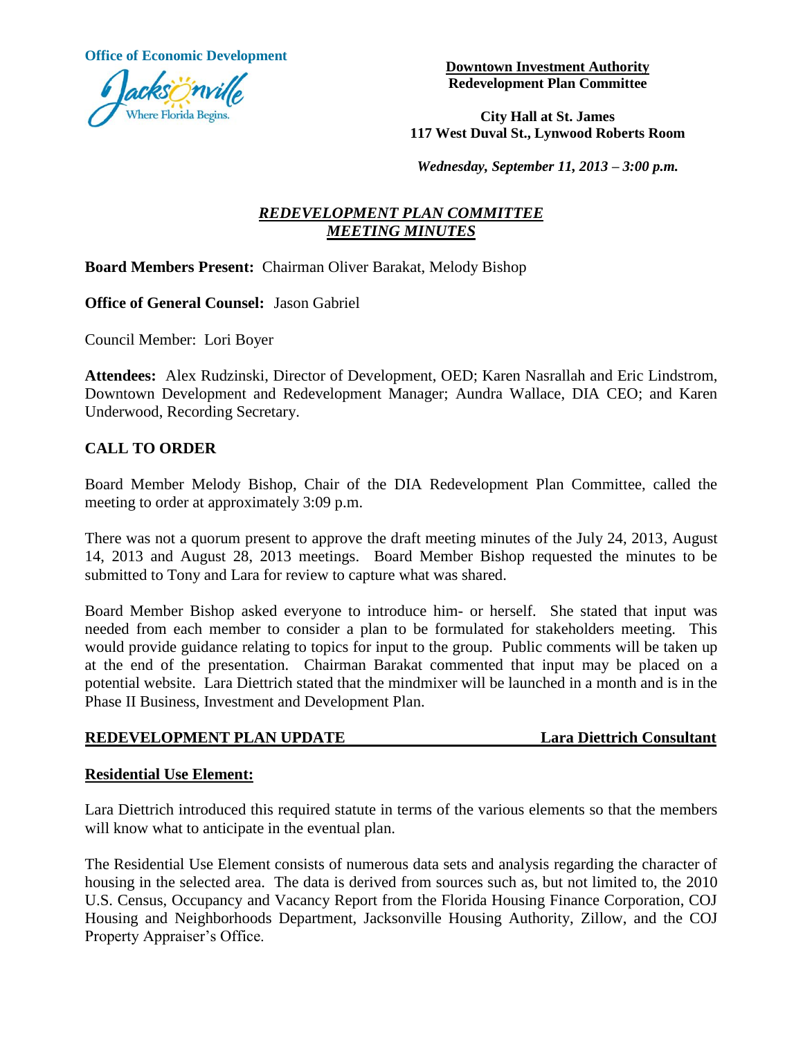Office of Economic Development

**Downtown Investment Authority**
**Redevelopment Plan Committee**

**City Hall at St. James**
**117 West Duval St., Lynwood Roberts Room**

***Wednesday, September 11, 2013 – 3:00 p.m.***

# ***REDEVELOPMENT PLAN COMMITTEE MEETING MINUTES***

**Board Members Present:** Chairman Oliver Barakat, Melody Bishop

**Office of General Counsel:** Jason Gabriel

Council Member: Lori Boyer

**Attendees:** Alex Rudzinski, Director of Development, OED; Karen Nasrallah and Eric Lindstrom, Downtown Development and Redevelopment Manager; Aundra Wallace, DIA CEO; and Karen Underwood, Recording Secretary.

## CALL TO ORDER

Board Member Melody Bishop, Chair of the DIA Redevelopment Plan Committee, called the meeting to order at approximately 3:09 p.m.

There was not a quorum present to approve the draft meeting minutes of the July 24, 2013, August 14, 2013 and August 28, 2013 meetings. Board Member Bishop requested the minutes to be submitted to Tony and Lara for review to capture what was shared.

Board Member Bishop asked everyone to introduce him- or herself. She stated that input was needed from each member to consider a plan to be formulated for stakeholders meeting. This would provide guidance relating to topics for input to the group. Public comments will be taken up at the end of the presentation. Chairman Barakat commented that input may be placed on a potential website. Lara Diettrich stated that the mindmixer will be launched in a month and is in the Phase II Business, Investment and Development Plan.

## REDEVELOPMENT PLAN UPDATE — Lara Diettrich Consultant

### Residential Use Element:

Lara Diettrich introduced this required statute in terms of the various elements so that the members will know what to anticipate in the eventual plan.

The Residential Use Element consists of numerous data sets and analysis regarding the character of housing in the selected area. The data is derived from sources such as, but not limited to, the 2010 U.S. Census, Occupancy and Vacancy Report from the Florida Housing Finance Corporation, COJ Housing and Neighborhoods Department, Jacksonville Housing Authority, Zillow, and the COJ Property Appraiser's Office.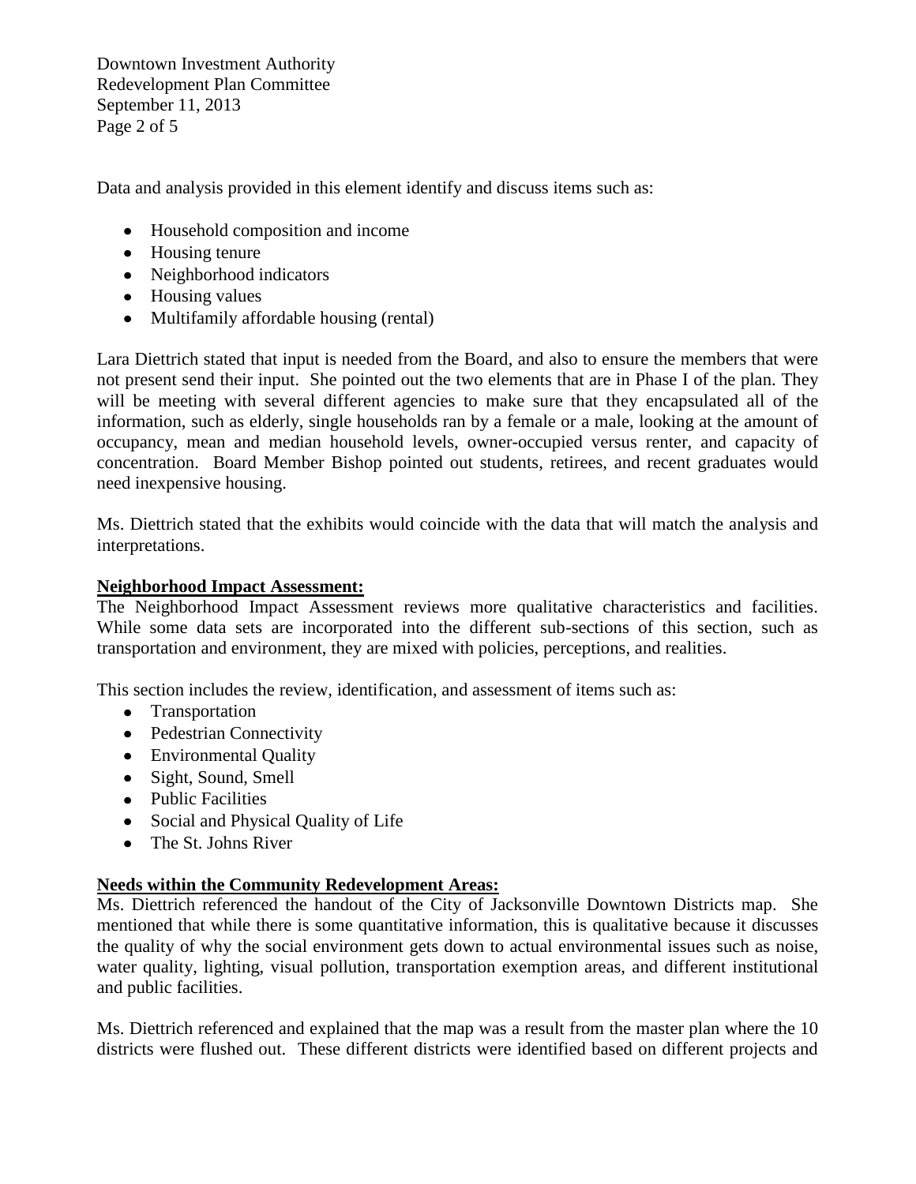Data and analysis provided in this element identify and discuss items such as:

- Household composition and income
- Housing tenure
- Neighborhood indicators
- Housing values
- Multifamily affordable housing (rental)

Lara Diettrich stated that input is needed from the Board, and also to ensure the members that were not present send their input. She pointed out the two elements that are in Phase I of the plan. They will be meeting with several different agencies to make sure that they encapsulated all of the information, such as elderly, single households ran by a female or a male, looking at the amount of occupancy, mean and median household levels, owner-occupied versus renter, and capacity of concentration. Board Member Bishop pointed out students, retirees, and recent graduates would need inexpensive housing.

Ms. Diettrich stated that the exhibits would coincide with the data that will match the analysis and interpretations.

**Neighborhood Impact Assessment:**

The Neighborhood Impact Assessment reviews more qualitative characteristics and facilities. While some data sets are incorporated into the different sub-sections of this section, such as transportation and environment, they are mixed with policies, perceptions, and realities.

This section includes the review, identification, and assessment of items such as:

- Transportation
- Pedestrian Connectivity
- Environmental Quality
- Sight, Sound, Smell
- Public Facilities
- Social and Physical Quality of Life
- The St. Johns River

**Needs within the Community Redevelopment Areas:**

Ms. Diettrich referenced the handout of the City of Jacksonville Downtown Districts map. She mentioned that while there is some quantitative information, this is qualitative because it discusses the quality of why the social environment gets down to actual environmental issues such as noise, water quality, lighting, visual pollution, transportation exemption areas, and different institutional and public facilities.

Ms. Diettrich referenced and explained that the map was a result from the master plan where the 10 districts were flushed out. These different districts were identified based on different projects and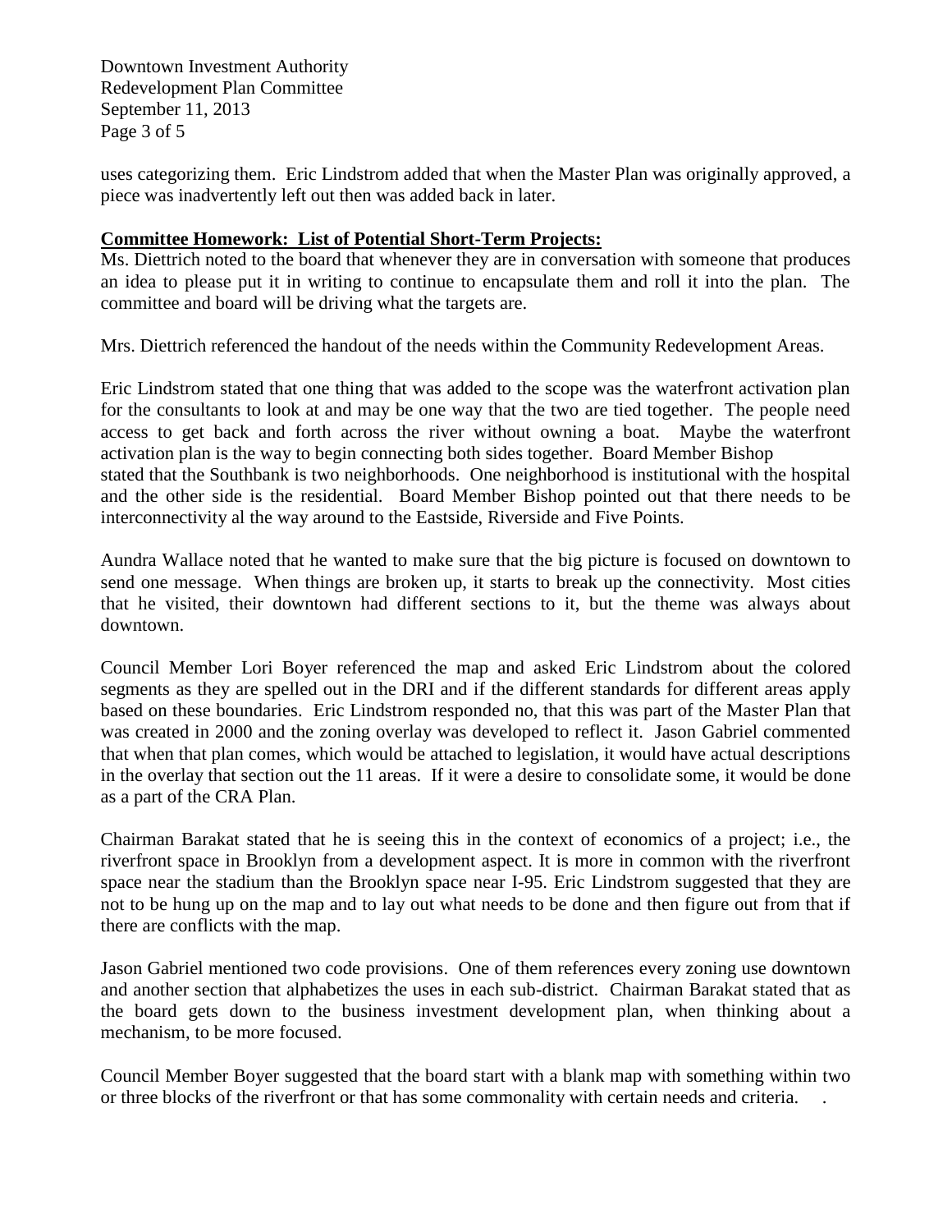uses categorizing them. Eric Lindstrom added that when the Master Plan was originally approved, a piece was inadvertently left out then was added back in later.

**Committee Homework: List of Potential Short-Term Projects:**

Ms. Diettrich noted to the board that whenever they are in conversation with someone that produces an idea to please put it in writing to continue to encapsulate them and roll it into the plan. The committee and board will be driving what the targets are.

Mrs. Diettrich referenced the handout of the needs within the Community Redevelopment Areas.

Eric Lindstrom stated that one thing that was added to the scope was the waterfront activation plan for the consultants to look at and may be one way that the two are tied together. The people need access to get back and forth across the river without owning a boat. Maybe the waterfront activation plan is the way to begin connecting both sides together. Board Member Bishop stated that the Southbank is two neighborhoods. One neighborhood is institutional with the hospital and the other side is the residential. Board Member Bishop pointed out that there needs to be interconnectivity al the way around to the Eastside, Riverside and Five Points.

Aundra Wallace noted that he wanted to make sure that the big picture is focused on downtown to send one message. When things are broken up, it starts to break up the connectivity. Most cities that he visited, their downtown had different sections to it, but the theme was always about downtown.

Council Member Lori Boyer referenced the map and asked Eric Lindstrom about the colored segments as they are spelled out in the DRI and if the different standards for different areas apply based on these boundaries. Eric Lindstrom responded no, that this was part of the Master Plan that was created in 2000 and the zoning overlay was developed to reflect it. Jason Gabriel commented that when that plan comes, which would be attached to legislation, it would have actual descriptions in the overlay that section out the 11 areas. If it were a desire to consolidate some, it would be done as a part of the CRA Plan.

Chairman Barakat stated that he is seeing this in the context of economics of a project; i.e., the riverfront space in Brooklyn from a development aspect. It is more in common with the riverfront space near the stadium than the Brooklyn space near I-95. Eric Lindstrom suggested that they are not to be hung up on the map and to lay out what needs to be done and then figure out from that if there are conflicts with the map.

Jason Gabriel mentioned two code provisions. One of them references every zoning use downtown and another section that alphabetizes the uses in each sub-district. Chairman Barakat stated that as the board gets down to the business investment development plan, when thinking about a mechanism, to be more focused.

Council Member Boyer suggested that the board start with a blank map with something within two or three blocks of the riverfront or that has some commonality with certain needs and criteria.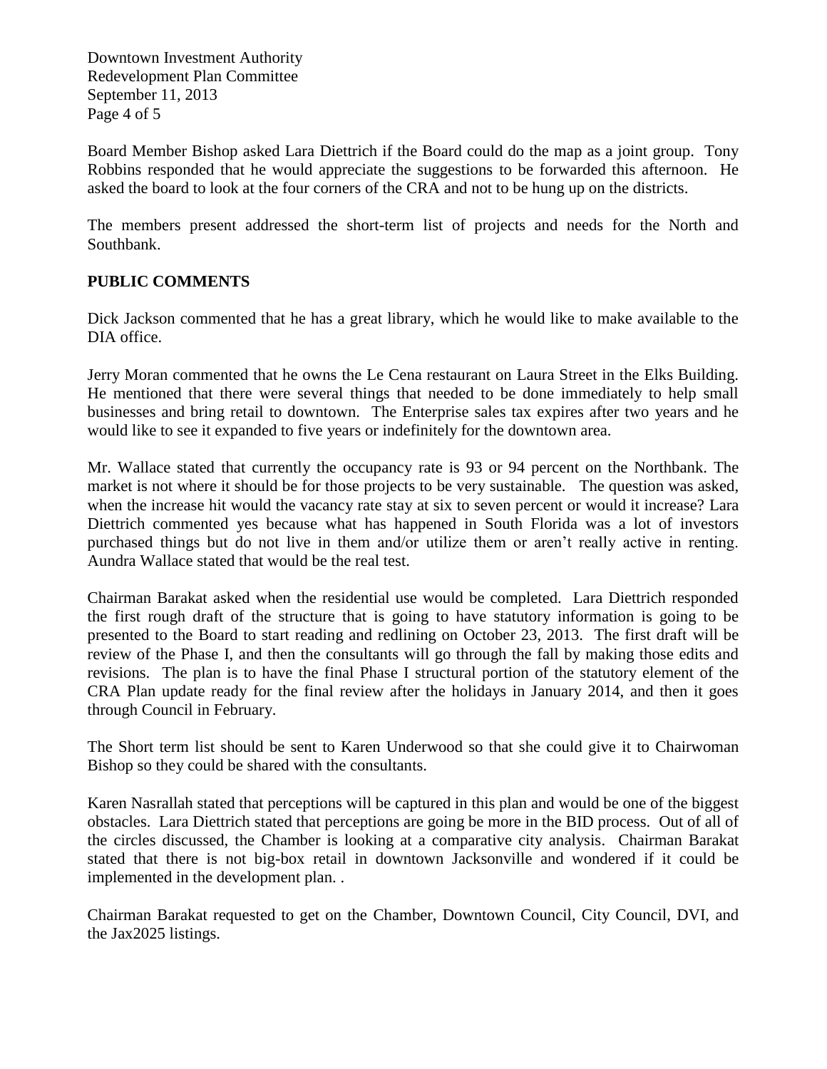Board Member Bishop asked Lara Diettrich if the Board could do the map as a joint group. Tony Robbins responded that he would appreciate the suggestions to be forwarded this afternoon. He asked the board to look at the four corners of the CRA and not to be hung up on the districts.

The members present addressed the short-term list of projects and needs for the North and Southbank.

**PUBLIC COMMENTS**

Dick Jackson commented that he has a great library, which he would like to make available to the DIA office.

Jerry Moran commented that he owns the Le Cena restaurant on Laura Street in the Elks Building. He mentioned that there were several things that needed to be done immediately to help small businesses and bring retail to downtown. The Enterprise sales tax expires after two years and he would like to see it expanded to five years or indefinitely for the downtown area.

Mr. Wallace stated that currently the occupancy rate is 93 or 94 percent on the Northbank. The market is not where it should be for those projects to be very sustainable. The question was asked, when the increase hit would the vacancy rate stay at six to seven percent or would it increase? Lara Diettrich commented yes because what has happened in South Florida was a lot of investors purchased things but do not live in them and/or utilize them or aren't really active in renting. Aundra Wallace stated that would be the real test.

Chairman Barakat asked when the residential use would be completed. Lara Diettrich responded the first rough draft of the structure that is going to have statutory information is going to be presented to the Board to start reading and redlining on October 23, 2013. The first draft will be review of the Phase I, and then the consultants will go through the fall by making those edits and revisions. The plan is to have the final Phase I structural portion of the statutory element of the CRA Plan update ready for the final review after the holidays in January 2014, and then it goes through Council in February.

The Short term list should be sent to Karen Underwood so that she could give it to Chairwoman Bishop so they could be shared with the consultants.

Karen Nasrallah stated that perceptions will be captured in this plan and would be one of the biggest obstacles. Lara Diettrich stated that perceptions are going be more in the BID process. Out of all of the circles discussed, the Chamber is looking at a comparative city analysis. Chairman Barakat stated that there is not big-box retail in downtown Jacksonville and wondered if it could be implemented in the development plan. .

Chairman Barakat requested to get on the Chamber, Downtown Council, City Council, DVI, and the Jax2025 listings.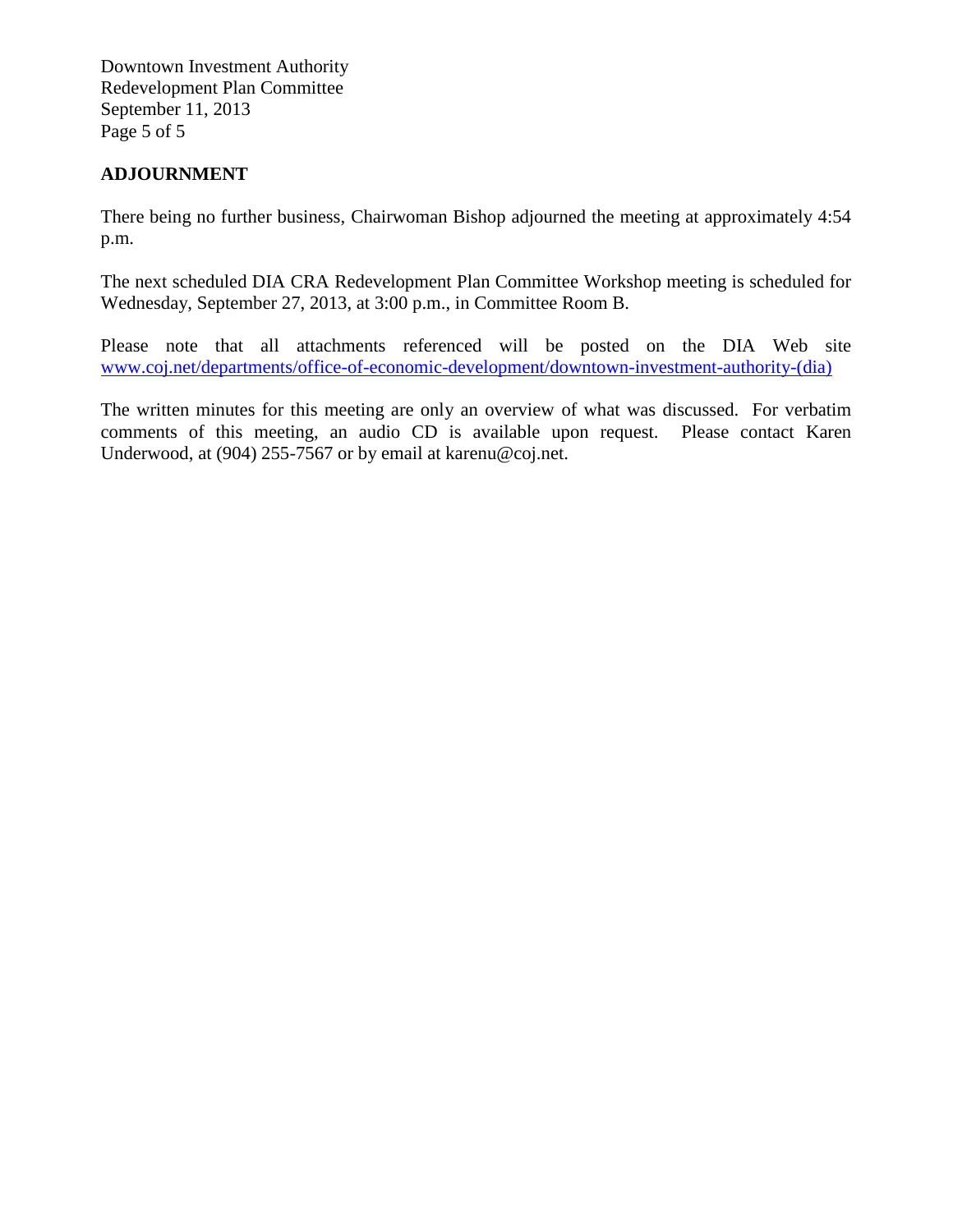## ADJOURNMENT

There being no further business, Chairwoman Bishop adjourned the meeting at approximately 4:54 p.m.

The next scheduled DIA CRA Redevelopment Plan Committee Workshop meeting is scheduled for Wednesday, September 27, 2013, at 3:00 p.m., in Committee Room B.

Please note that all attachments referenced will be posted on the DIA Web site www.coj.net/departments/office-of-economic-development/downtown-investment-authority-(dia)

The written minutes for this meeting are only an overview of what was discussed. For verbatim comments of this meeting, an audio CD is available upon request. Please contact Karen Underwood, at (904) 255-7567 or by email at karenu@coj.net.